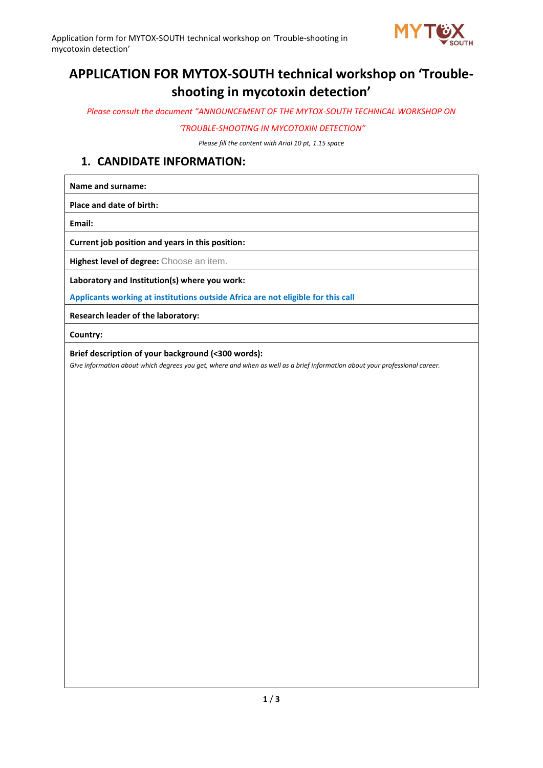# APPLICATION FOR MYTOX-SOUTH technical workshop on 'Trouble-shooting in mycotoxin detection'

*Please consult the document "ANNOUNCEMENT OF THE MYTOX-SOUTH TECHNICAL WORKSHOP ON 'TROUBLE-SHOOTING IN MYCOTOXIN DETECTION"*

*Please fill the content with Arial 10 pt, 1.15 space*

## 1. CANDIDATE INFORMATION:

| |
|---|
| **Name and surname:** |
| **Place and date of birth:** |
| **Email:** |
| **Current job position and years in this position:** |
| **Highest level of degree:** Choose an item. |
| **Laboratory and Institution(s) where you work:** <br> **Applicants working at institutions outside Africa are not eligible for this call** |
| **Research leader of the laboratory:** |
| **Country:** |
| **Brief description of your background (<300 words):** <br> *Give information about which degrees you get, where and when as well as a brief information about your professional career.* |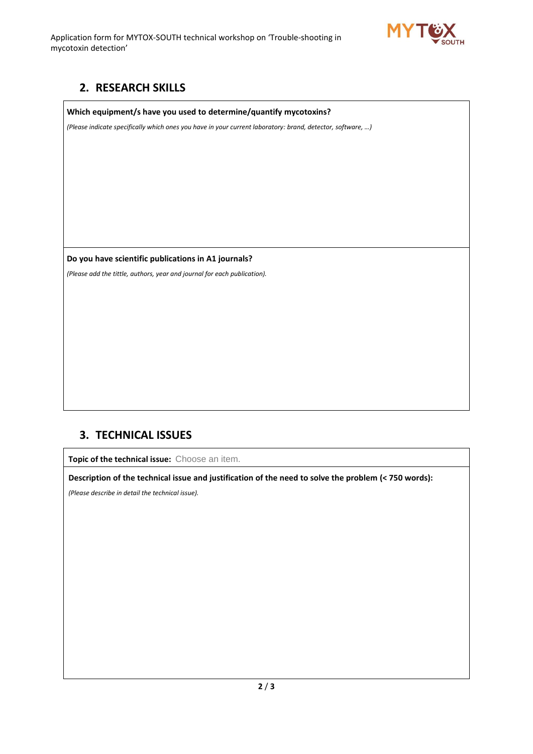## 2. RESEARCH SKILLS

**Which equipment/s have you used to determine/quantify mycotoxins?**

*(Please indicate specifically which ones you have in your current laboratory: brand, detector, software, …)*

**Do you have scientific publications in A1 journals?**

*(Please add the tittle, authors, year and journal for each publication).*

## 3. TECHNICAL ISSUES

**Topic of the technical issue:** Choose an item.

**Description of the technical issue and justification of the need to solve the problem (< 750 words):**

*(Please describe in detail the technical issue).*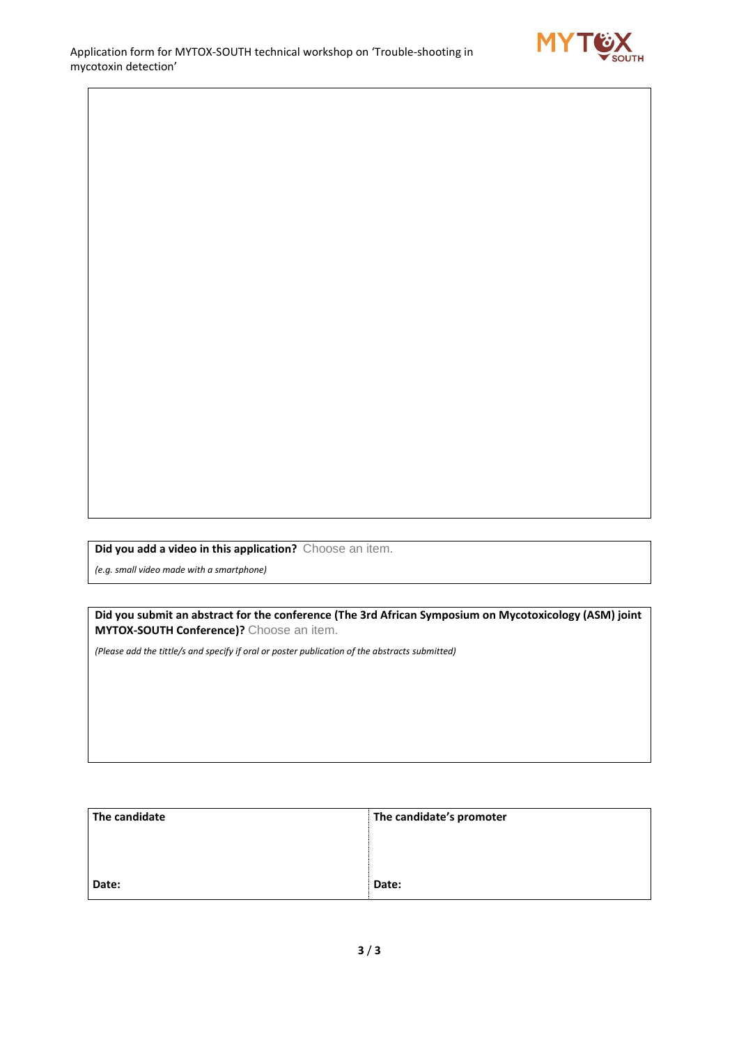**Did you add a video in this application?** Choose an item.

*(e.g. small video made with a smartphone)*

**Did you submit an abstract for the conference (The 3rd African Symposium on Mycotoxicology (ASM) joint MYTOX-SOUTH Conference)?** Choose an item.

*(Please add the tittle/s and specify if oral or poster publication of the abstracts submitted)*

| **The candidate** | **The candidate's promoter** |
| --- | --- |
| **Date:** | **Date:** |